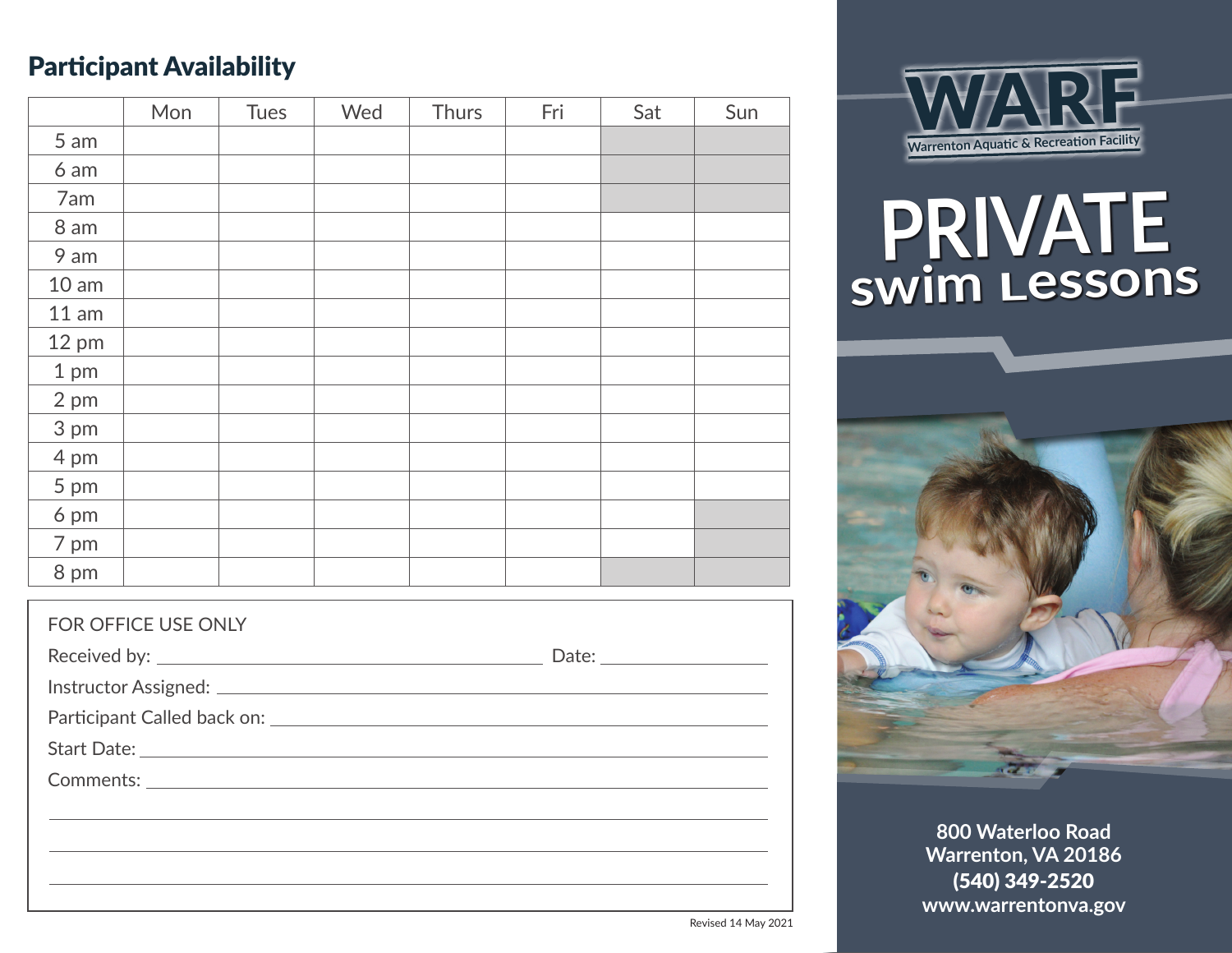## Participant Availability

| | Mon | Tues | Wed | Thurs | Fri | Sat | Sun |
|---|---|---|---|---|---|---|---|
| 5 am | | | | | | | |
| 6 am | | | | | | | |
| 7am | | | | | | | |
| 8 am | | | | | | | |
| 9 am | | | | | | | |
| 10 am | | | | | | | |
| 11 am | | | | | | | |
| 12 pm | | | | | | | |
| 1 pm | | | | | | | |
| 2 pm | | | | | | | |
| 3 pm | | | | | | | |
| 4 pm | | | | | | | |
| 5 pm | | | | | | | |
| 6 pm | | | | | | | |
| 7 pm | | | | | | | |
| 8 pm | | | | | | | |

FOR OFFICE USE ONLY

Received by: ______________________ Date: __________

Instructor Assigned: ______________________

Participant Called back on: ______________________

Start Date: ______________________

Comments: ______________________

Revised 14 May 2021

# WARF

Warrenton Aquatic & Recreation Facility

# PRIVATE swim Lessons

**800 Waterloo Road**
**Warrenton, VA 20186**
**(540) 349-2520**
**www.warrentonva.gov**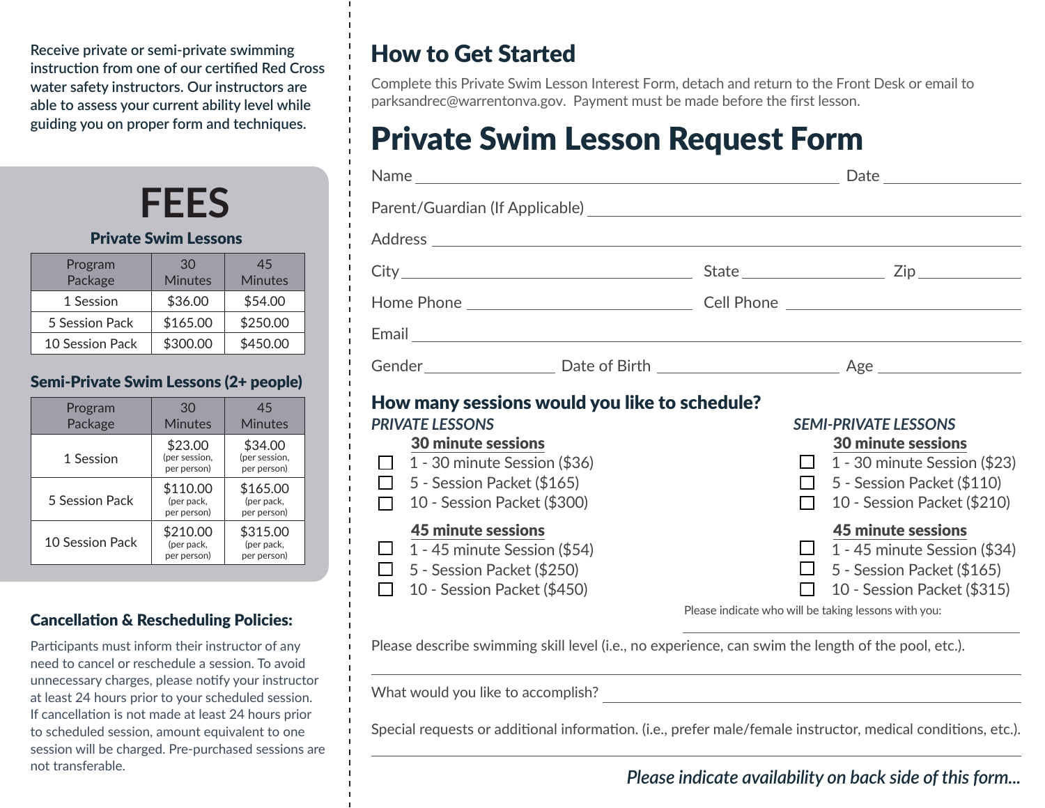Receive private or semi-private swimming instruction from one of our certified Red Cross water safety instructors. Our instructors are able to assess your current ability level while guiding you on proper form and techniques.

# FEES

### Private Swim Lessons

| Program Package | 30 Minutes | 45 Minutes |
|---|---|---|
| 1 Session | $36.00 | $54.00 |
| 5 Session Pack | $165.00 | $250.00 |
| 10 Session Pack | $300.00 | $450.00 |

### Semi-Private Swim Lessons (2+ people)

| Program Package | 30 Minutes | 45 Minutes |
|---|---|---|
| 1 Session | $23.00 (per session, per person) | $34.00 (per session, per person) |
| 5 Session Pack | $110.00 (per pack, per person) | $165.00 (per pack, per person) |
| 10 Session Pack | $210.00 (per pack, per person) | $315.00 (per pack, per person) |

### Cancellation & Rescheduling Policies:

Participants must inform their instructor of any need to cancel or reschedule a session. To avoid unnecessary charges, please notify your instructor at least 24 hours prior to your scheduled session. If cancellation is not made at least 24 hours prior to scheduled session, amount equivalent to one session will be charged. Pre-purchased sessions are not transferable.

## How to Get Started

Complete this Private Swim Lesson Interest Form, detach and return to the Front Desk or email to parksandrec@warrentonva.gov. Payment must be made before the first lesson.

# Private Swim Lesson Request Form

Name ______________________ Date ______________

Parent/Guardian (If Applicable) ______________________

Address ______________________

City ______________ State ______________ Zip ______________

Home Phone ______________ Cell Phone ______________

Email ______________________

Gender ______________ Date of Birth ______________ Age ______________

### How many sessions would you like to schedule?

*PRIVATE LESSONS*

**30 minute sessions**

- ☐ 1 - 30 minute Session ($36)
- ☐ 5 - Session Packet ($165)
- ☐ 10 - Session Packet ($300)

**45 minute sessions**

- ☐ 1 - 45 minute Session ($54)
- ☐ 5 - Session Packet ($250)
- ☐ 10 - Session Packet ($450)

*SEMI-PRIVATE LESSONS*

**30 minute sessions**

- ☐ 1 - 30 minute Session ($23)
- ☐ 5 - Session Packet ($110)
- ☐ 10 - Session Packet ($210)

**45 minute sessions**

- ☐ 1 - 45 minute Session ($34)
- ☐ 5 - Session Packet ($165)
- ☐ 10 - Session Packet ($315)

Please indicate who will be taking lessons with you: ______________________

Please describe swimming skill level (i.e., no experience, can swim the length of the pool, etc.).

______________________

What would you like to accomplish? ______________________

Special requests or additional information. (i.e., prefer male/female instructor, medical conditions, etc.).

______________________

*Please indicate availability on back side of this form...*